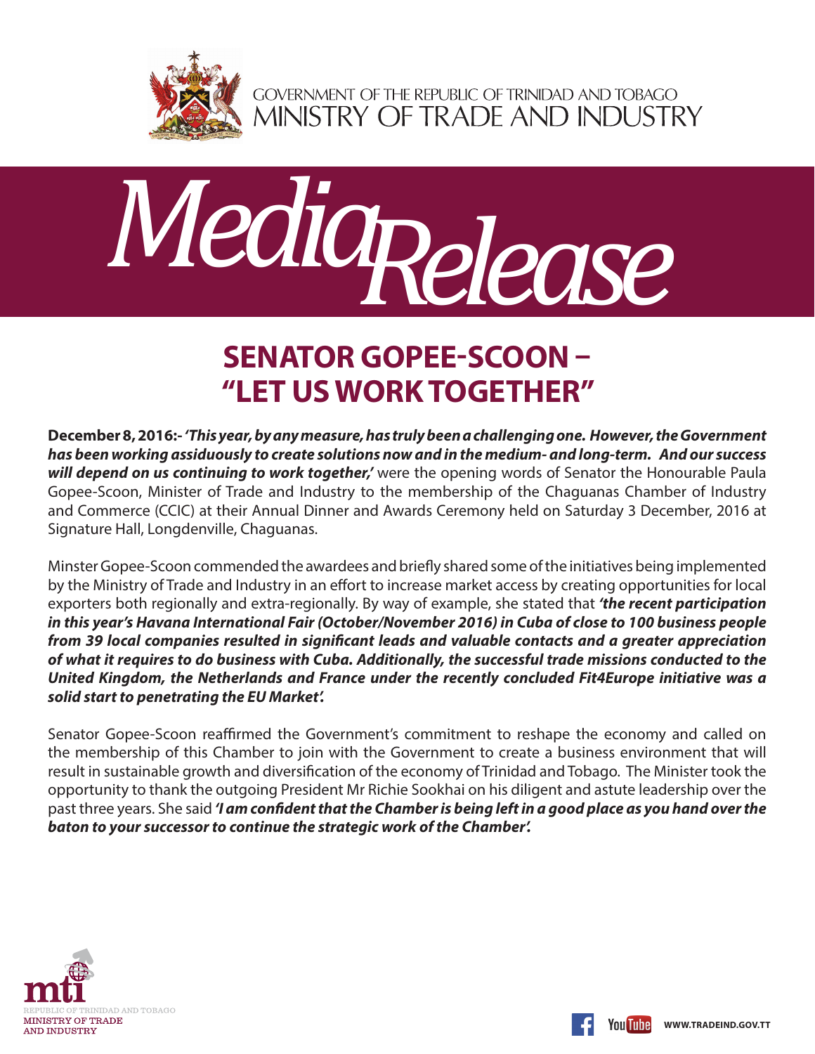GOVERNMENT OF THE REPUBLIC OF TRINIDAD AND TOBAGO
MINISTRY OF TRADE AND INDUSTRY

# Media Release

## SENATOR GOPEE-SCOON – "LET US WORK TOGETHER"

**December 8, 2016:-** ***'This year, by any measure, has truly been a challenging one. However, the Government has been working assiduously to create solutions now and in the medium- and long-term. And our success will depend on us continuing to work together,'*** were the opening words of Senator the Honourable Paula Gopee-Scoon, Minister of Trade and Industry to the membership of the Chaguanas Chamber of Industry and Commerce (CCIC) at their Annual Dinner and Awards Ceremony held on Saturday 3 December, 2016 at Signature Hall, Longdenville, Chaguanas.

Minster Gopee-Scoon commended the awardees and briefly shared some of the initiatives being implemented by the Ministry of Trade and Industry in an effort to increase market access by creating opportunities for local exporters both regionally and extra-regionally. By way of example, she stated that ***'the recent participation in this year's Havana International Fair (October/November 2016) in Cuba of close to 100 business people from 39 local companies resulted in significant leads and valuable contacts and a greater appreciation of what it requires to do business with Cuba. Additionally, the successful trade missions conducted to the United Kingdom, the Netherlands and France under the recently concluded Fit4Europe initiative was a solid start to penetrating the EU Market'.***

Senator Gopee-Scoon reaffirmed the Government's commitment to reshape the economy and called on the membership of this Chamber to join with the Government to create a business environment that will result in sustainable growth and diversification of the economy of Trinidad and Tobago. The Minister took the opportunity to thank the outgoing President Mr Richie Sookhai on his diligent and astute leadership over the past three years. She said ***'I am confident that the Chamber is being left in a good place as you hand over the baton to your successor to continue the strategic work of the Chamber'.***

mti
REPUBLIC OF TRINIDAD AND TOBAGO
MINISTRY OF TRADE AND INDUSTRY

WWW.TRADEIND.GOV.TT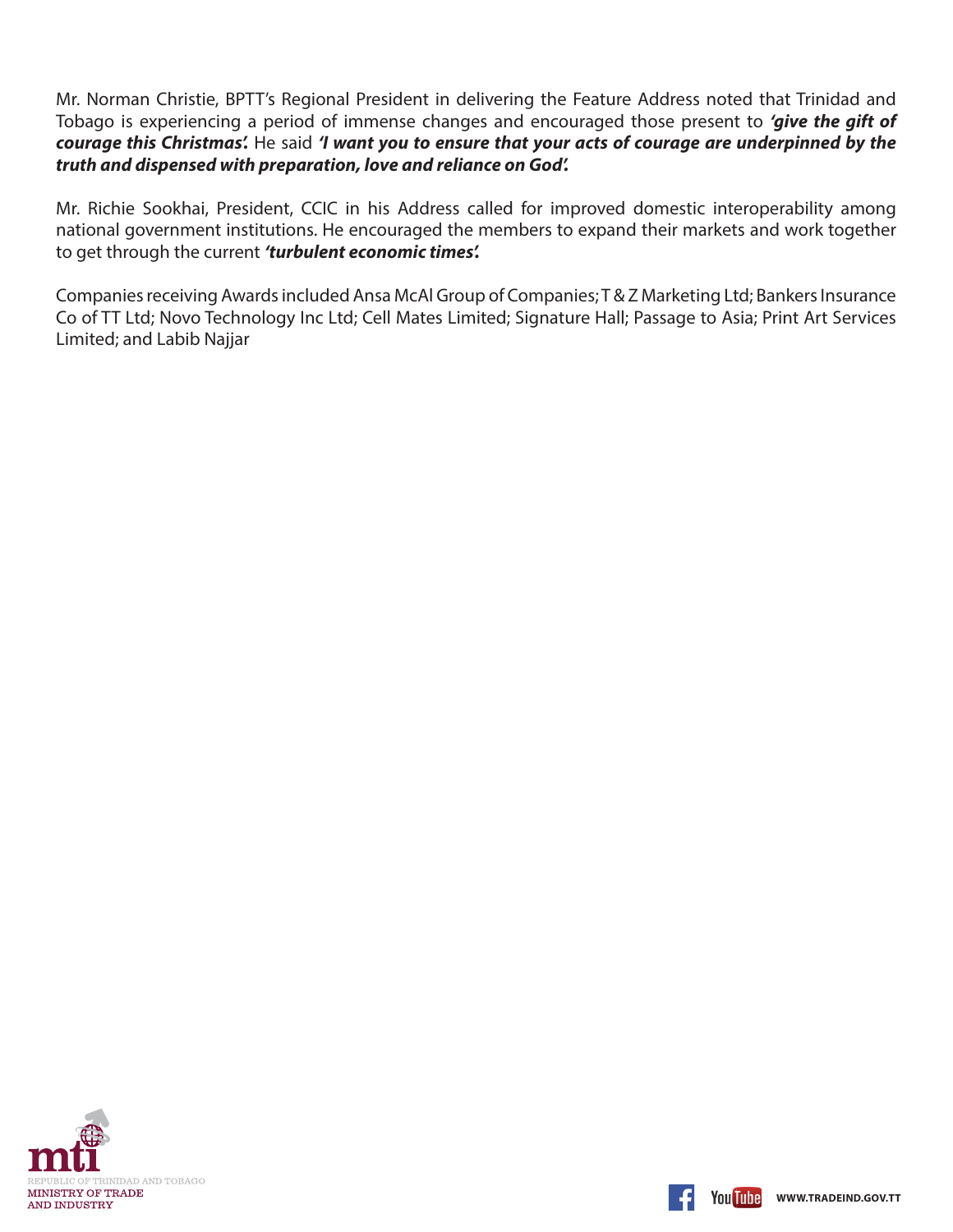Mr. Norman Christie, BPTT's Regional President in delivering the Feature Address noted that Trinidad and Tobago is experiencing a period of immense changes and encouraged those present to ***'give the gift of courage this Christmas'.*** He said ***'I want you to ensure that your acts of courage are underpinned by the truth and dispensed with preparation, love and reliance on God'.***

Mr. Richie Sookhai, President, CCIC in his Address called for improved domestic interoperability among national government institutions. He encouraged the members to expand their markets and work together to get through the current ***'turbulent economic times'.***

Companies receiving Awards included Ansa McAl Group of Companies; T & Z Marketing Ltd; Bankers Insurance Co of TT Ltd; Novo Technology Inc Ltd; Cell Mates Limited; Signature Hall; Passage to Asia; Print Art Services Limited; and Labib Najjar